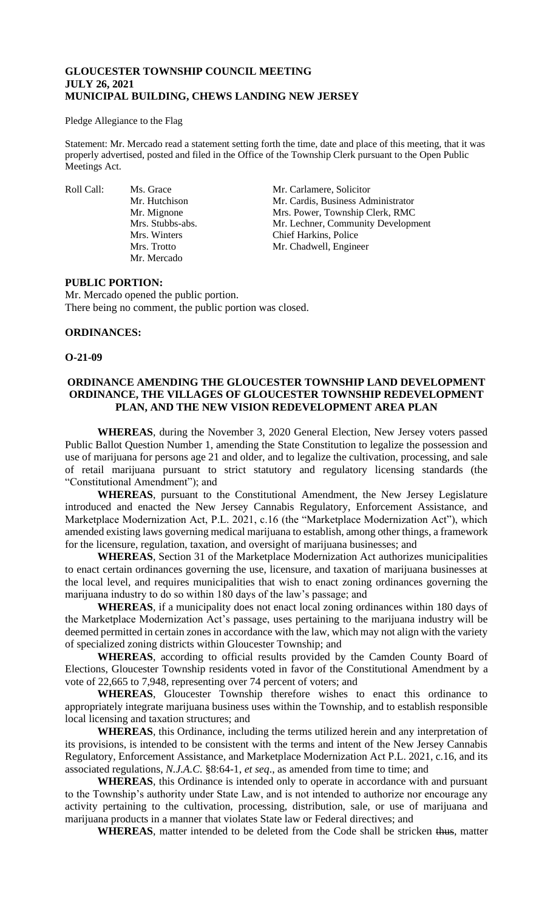**GLOUCESTER TOWNSHIP COUNCIL MEETING**
**JULY 26, 2021**
**MUNICIPAL BUILDING, CHEWS LANDING NEW JERSEY**

Pledge Allegiance to the Flag

Statement: Mr. Mercado read a statement setting forth the time, date and place of this meeting, that it was properly advertised, posted and filed in the Office of the Township Clerk pursuant to the Open Public Meetings Act.

| Roll Call: | Ms. Grace | Mr. Carlamere, Solicitor |
|---|---|---|
| | Mr. Hutchison | Mr. Cardis, Business Administrator |
| | Mr. Mignone | Mrs. Power, Township Clerk, RMC |
| | Mrs. Stubbs-abs. | Mr. Lechner, Community Development |
| | Mrs. Winters | Chief Harkins, Police |
| | Mrs. Trotto | Mr. Chadwell, Engineer |
| | Mr. Mercado | |

**PUBLIC PORTION:**

Mr. Mercado opened the public portion.
There being no comment, the public portion was closed.

**ORDINANCES:**

**O-21-09**

**ORDINANCE AMENDING THE GLOUCESTER TOWNSHIP LAND DEVELOPMENT ORDINANCE, THE VILLAGES OF GLOUCESTER TOWNSHIP REDEVELOPMENT PLAN, AND THE NEW VISION REDEVELOPMENT AREA PLAN**

**WHEREAS**, during the November 3, 2020 General Election, New Jersey voters passed Public Ballot Question Number 1, amending the State Constitution to legalize the possession and use of marijuana for persons age 21 and older, and to legalize the cultivation, processing, and sale of retail marijuana pursuant to strict statutory and regulatory licensing standards (the "Constitutional Amendment"); and

**WHEREAS**, pursuant to the Constitutional Amendment, the New Jersey Legislature introduced and enacted the New Jersey Cannabis Regulatory, Enforcement Assistance, and Marketplace Modernization Act, P.L. 2021, c.16 (the "Marketplace Modernization Act"), which amended existing laws governing medical marijuana to establish, among other things, a framework for the licensure, regulation, taxation, and oversight of marijuana businesses; and

**WHEREAS**, Section 31 of the Marketplace Modernization Act authorizes municipalities to enact certain ordinances governing the use, licensure, and taxation of marijuana businesses at the local level, and requires municipalities that wish to enact zoning ordinances governing the marijuana industry to do so within 180 days of the law's passage; and

**WHEREAS**, if a municipality does not enact local zoning ordinances within 180 days of the Marketplace Modernization Act's passage, uses pertaining to the marijuana industry will be deemed permitted in certain zones in accordance with the law, which may not align with the variety of specialized zoning districts within Gloucester Township; and

**WHEREAS**, according to official results provided by the Camden County Board of Elections, Gloucester Township residents voted in favor of the Constitutional Amendment by a vote of 22,665 to 7,948, representing over 74 percent of voters; and

**WHEREAS**, Gloucester Township therefore wishes to enact this ordinance to appropriately integrate marijuana business uses within the Township, and to establish responsible local licensing and taxation structures; and

**WHEREAS**, this Ordinance, including the terms utilized herein and any interpretation of its provisions, is intended to be consistent with the terms and intent of the New Jersey Cannabis Regulatory, Enforcement Assistance, and Marketplace Modernization Act P.L. 2021, c.16, and its associated regulations, *N.J.A.C.* §8:64-1, *et seq*., as amended from time to time; and

**WHEREAS**, this Ordinance is intended only to operate in accordance with and pursuant to the Township's authority under State Law, and is not intended to authorize nor encourage any activity pertaining to the cultivation, processing, distribution, sale, or use of marijuana and marijuana products in a manner that violates State law or Federal directives; and

**WHEREAS**, matter intended to be deleted from the Code shall be stricken ~~thus~~, matter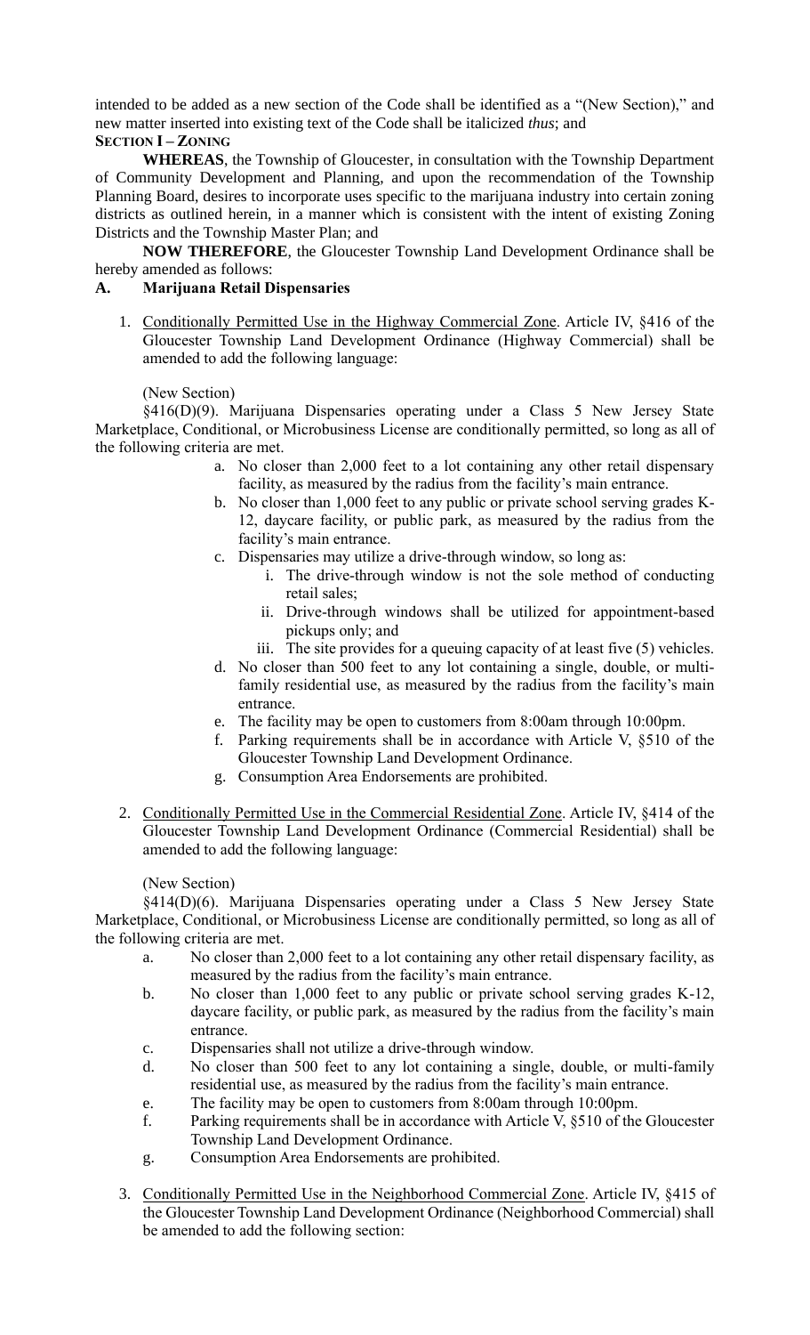intended to be added as a new section of the Code shall be identified as a "(New Section)," and new matter inserted into existing text of the Code shall be italicized *thus*; and

**SECTION I – ZONING**

**WHEREAS**, the Township of Gloucester, in consultation with the Township Department of Community Development and Planning, and upon the recommendation of the Township Planning Board, desires to incorporate uses specific to the marijuana industry into certain zoning districts as outlined herein, in a manner which is consistent with the intent of existing Zoning Districts and the Township Master Plan; and

**NOW THEREFORE**, the Gloucester Township Land Development Ordinance shall be hereby amended as follows:

**A. Marijuana Retail Dispensaries**

1. Conditionally Permitted Use in the Highway Commercial Zone. Article IV, §416 of the Gloucester Township Land Development Ordinance (Highway Commercial) shall be amended to add the following language:

   (New Section)

   §416(D)(9). Marijuana Dispensaries operating under a Class 5 New Jersey State Marketplace, Conditional, or Microbusiness License are conditionally permitted, so long as all of the following criteria are met.

   a. No closer than 2,000 feet to a lot containing any other retail dispensary facility, as measured by the radius from the facility's main entrance.
   b. No closer than 1,000 feet to any public or private school serving grades K-12, daycare facility, or public park, as measured by the radius from the facility's main entrance.
   c. Dispensaries may utilize a drive-through window, so long as:
      i. The drive-through window is not the sole method of conducting retail sales;
      ii. Drive-through windows shall be utilized for appointment-based pickups only; and
      iii. The site provides for a queuing capacity of at least five (5) vehicles.
   d. No closer than 500 feet to any lot containing a single, double, or multi-family residential use, as measured by the radius from the facility's main entrance.
   e. The facility may be open to customers from 8:00am through 10:00pm.
   f. Parking requirements shall be in accordance with Article V, §510 of the Gloucester Township Land Development Ordinance.
   g. Consumption Area Endorsements are prohibited.

2. Conditionally Permitted Use in the Commercial Residential Zone. Article IV, §414 of the Gloucester Township Land Development Ordinance (Commercial Residential) shall be amended to add the following language:

   (New Section)

   §414(D)(6). Marijuana Dispensaries operating under a Class 5 New Jersey State Marketplace, Conditional, or Microbusiness License are conditionally permitted, so long as all of the following criteria are met.

   a. No closer than 2,000 feet to a lot containing any other retail dispensary facility, as measured by the radius from the facility's main entrance.
   b. No closer than 1,000 feet to any public or private school serving grades K-12, daycare facility, or public park, as measured by the radius from the facility's main entrance.
   c. Dispensaries shall not utilize a drive-through window.
   d. No closer than 500 feet to any lot containing a single, double, or multi-family residential use, as measured by the radius from the facility's main entrance.
   e. The facility may be open to customers from 8:00am through 10:00pm.
   f. Parking requirements shall be in accordance with Article V, §510 of the Gloucester Township Land Development Ordinance.
   g. Consumption Area Endorsements are prohibited.

3. Conditionally Permitted Use in the Neighborhood Commercial Zone. Article IV, §415 of the Gloucester Township Land Development Ordinance (Neighborhood Commercial) shall be amended to add the following section: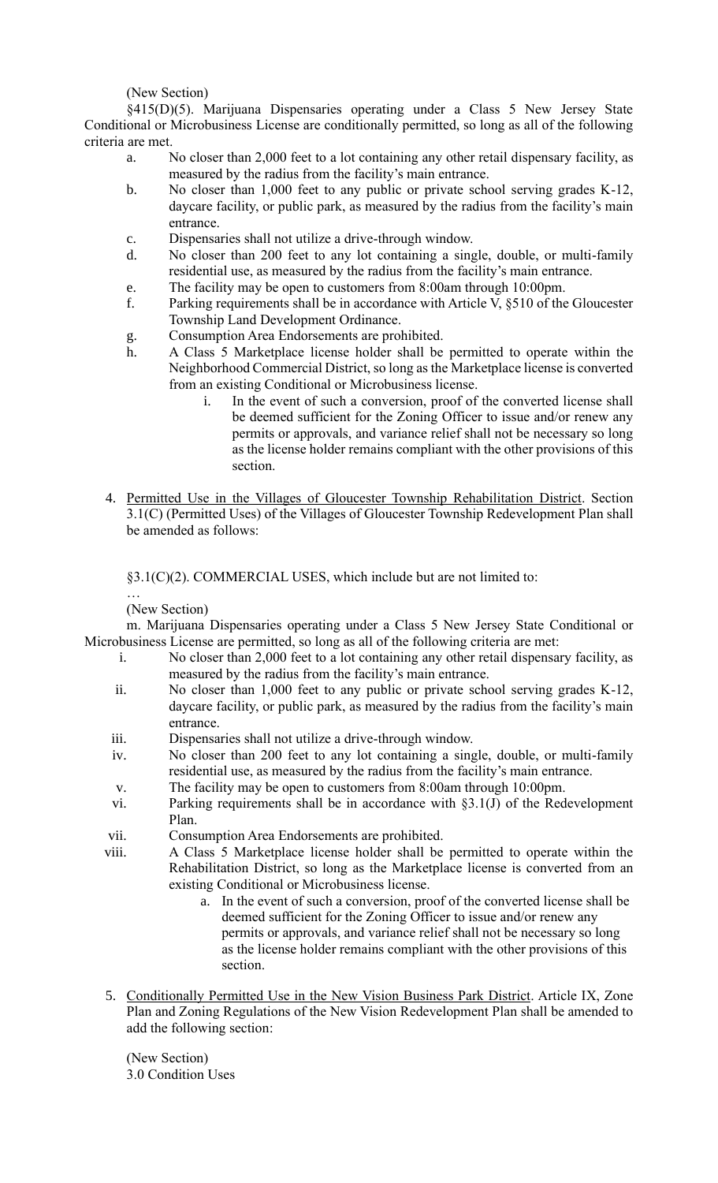(New Section)

§415(D)(5). Marijuana Dispensaries operating under a Class 5 New Jersey State Conditional or Microbusiness License are conditionally permitted, so long as all of the following criteria are met.

a. No closer than 2,000 feet to a lot containing any other retail dispensary facility, as measured by the radius from the facility's main entrance.

b. No closer than 1,000 feet to any public or private school serving grades K-12, daycare facility, or public park, as measured by the radius from the facility's main entrance.

c. Dispensaries shall not utilize a drive-through window.

d. No closer than 200 feet to any lot containing a single, double, or multi-family residential use, as measured by the radius from the facility's main entrance.

e. The facility may be open to customers from 8:00am through 10:00pm.

f. Parking requirements shall be in accordance with Article V, §510 of the Gloucester Township Land Development Ordinance.

g. Consumption Area Endorsements are prohibited.

h. A Class 5 Marketplace license holder shall be permitted to operate within the Neighborhood Commercial District, so long as the Marketplace license is converted from an existing Conditional or Microbusiness license.

   i. In the event of such a conversion, proof of the converted license shall be deemed sufficient for the Zoning Officer to issue and/or renew any permits or approvals, and variance relief shall not be necessary so long as the license holder remains compliant with the other provisions of this section.

4. <u>Permitted Use in the Villages of Gloucester Township Rehabilitation District</u>. Section 3.1(C) (Permitted Uses) of the Villages of Gloucester Township Redevelopment Plan shall be amended as follows:

§3.1(C)(2). COMMERCIAL USES, which include but are not limited to:

…

(New Section)

m. Marijuana Dispensaries operating under a Class 5 New Jersey State Conditional or Microbusiness License are permitted, so long as all of the following criteria are met:

i. No closer than 2,000 feet to a lot containing any other retail dispensary facility, as measured by the radius from the facility's main entrance.

ii. No closer than 1,000 feet to any public or private school serving grades K-12, daycare facility, or public park, as measured by the radius from the facility's main entrance.

iii. Dispensaries shall not utilize a drive-through window.

iv. No closer than 200 feet to any lot containing a single, double, or multi-family residential use, as measured by the radius from the facility's main entrance.

v. The facility may be open to customers from 8:00am through 10:00pm.

vi. Parking requirements shall be in accordance with §3.1(J) of the Redevelopment Plan.

vii. Consumption Area Endorsements are prohibited.

viii. A Class 5 Marketplace license holder shall be permitted to operate within the Rehabilitation District, so long as the Marketplace license is converted from an existing Conditional or Microbusiness license.

   a. In the event of such a conversion, proof of the converted license shall be deemed sufficient for the Zoning Officer to issue and/or renew any permits or approvals, and variance relief shall not be necessary so long as the license holder remains compliant with the other provisions of this section.

5. <u>Conditionally Permitted Use in the New Vision Business Park District</u>. Article IX, Zone Plan and Zoning Regulations of the New Vision Redevelopment Plan shall be amended to add the following section:

(New Section)

3.0 Condition Uses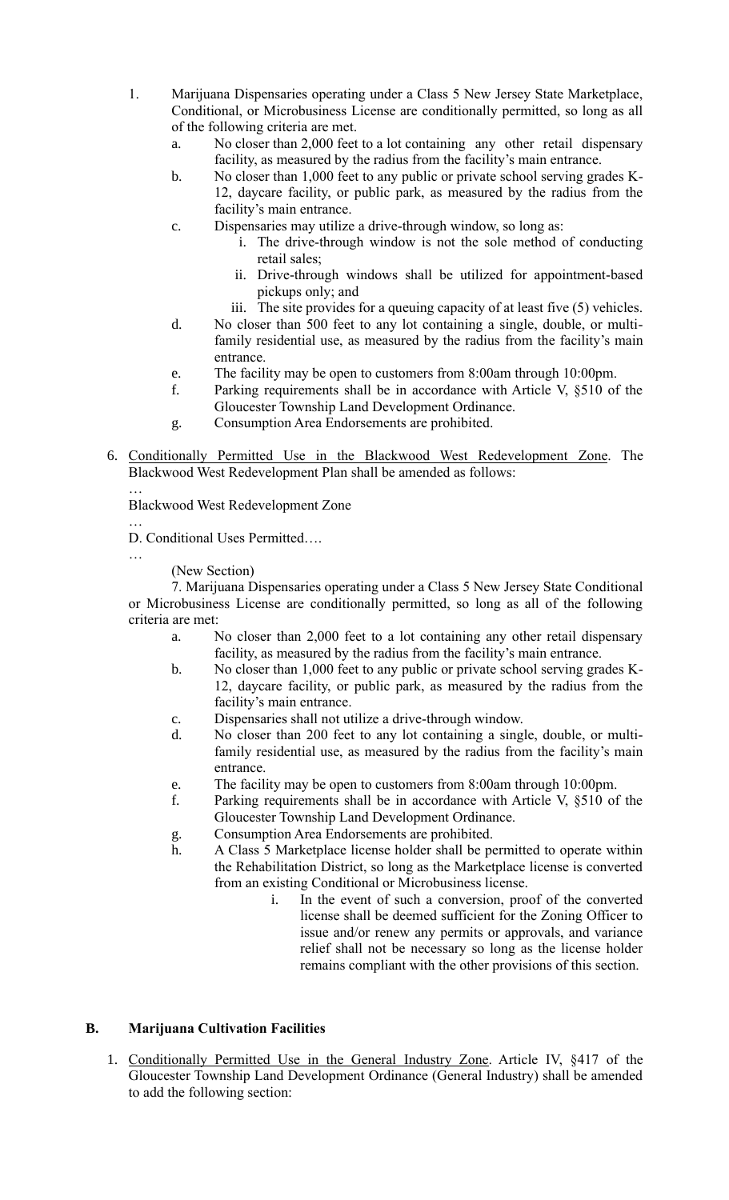1. Marijuana Dispensaries operating under a Class 5 New Jersey State Marketplace, Conditional, or Microbusiness License are conditionally permitted, so long as all of the following criteria are met.
   a. No closer than 2,000 feet to a lot containing any other retail dispensary facility, as measured by the radius from the facility's main entrance.
   b. No closer than 1,000 feet to any public or private school serving grades K-12, daycare facility, or public park, as measured by the radius from the facility's main entrance.
   c. Dispensaries may utilize a drive-through window, so long as:
      i. The drive-through window is not the sole method of conducting retail sales;
      ii. Drive-through windows shall be utilized for appointment-based pickups only; and
      iii. The site provides for a queuing capacity of at least five (5) vehicles.
   d. No closer than 500 feet to any lot containing a single, double, or multi-family residential use, as measured by the radius from the facility's main entrance.
   e. The facility may be open to customers from 8:00am through 10:00pm.
   f. Parking requirements shall be in accordance with Article V, §510 of the Gloucester Township Land Development Ordinance.
   g. Consumption Area Endorsements are prohibited.

6. Conditionally Permitted Use in the Blackwood West Redevelopment Zone. The Blackwood West Redevelopment Plan shall be amended as follows:

…

Blackwood West Redevelopment Zone

…

D. Conditional Uses Permitted….

…

(New Section)

7. Marijuana Dispensaries operating under a Class 5 New Jersey State Conditional or Microbusiness License are conditionally permitted, so long as all of the following criteria are met:
   a. No closer than 2,000 feet to a lot containing any other retail dispensary facility, as measured by the radius from the facility's main entrance.
   b. No closer than 1,000 feet to any public or private school serving grades K-12, daycare facility, or public park, as measured by the radius from the facility's main entrance.
   c. Dispensaries shall not utilize a drive-through window.
   d. No closer than 200 feet to any lot containing a single, double, or multi-family residential use, as measured by the radius from the facility's main entrance.
   e. The facility may be open to customers from 8:00am through 10:00pm.
   f. Parking requirements shall be in accordance with Article V, §510 of the Gloucester Township Land Development Ordinance.
   g. Consumption Area Endorsements are prohibited.
   h. A Class 5 Marketplace license holder shall be permitted to operate within the Rehabilitation District, so long as the Marketplace license is converted from an existing Conditional or Microbusiness license.
      i. In the event of such a conversion, proof of the converted license shall be deemed sufficient for the Zoning Officer to issue and/or renew any permits or approvals, and variance relief shall not be necessary so long as the license holder remains compliant with the other provisions of this section.

## B. Marijuana Cultivation Facilities

1. Conditionally Permitted Use in the General Industry Zone. Article IV, §417 of the Gloucester Township Land Development Ordinance (General Industry) shall be amended to add the following section: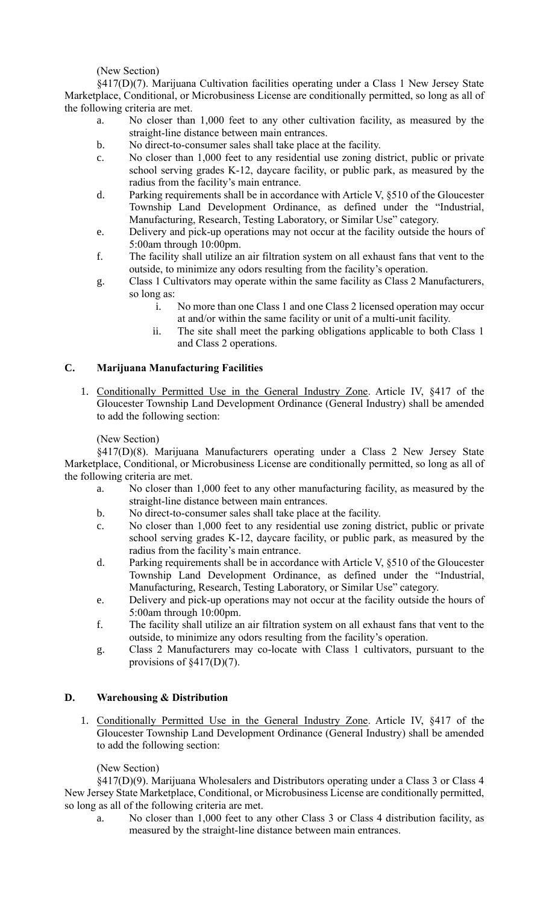(New Section)

§417(D)(7). Marijuana Cultivation facilities operating under a Class 1 New Jersey State Marketplace, Conditional, or Microbusiness License are conditionally permitted, so long as all of the following criteria are met.

a. No closer than 1,000 feet to any other cultivation facility, as measured by the straight-line distance between main entrances.
b. No direct-to-consumer sales shall take place at the facility.
c. No closer than 1,000 feet to any residential use zoning district, public or private school serving grades K-12, daycare facility, or public park, as measured by the radius from the facility's main entrance.
d. Parking requirements shall be in accordance with Article V, §510 of the Gloucester Township Land Development Ordinance, as defined under the "Industrial, Manufacturing, Research, Testing Laboratory, or Similar Use" category.
e. Delivery and pick-up operations may not occur at the facility outside the hours of 5:00am through 10:00pm.
f. The facility shall utilize an air filtration system on all exhaust fans that vent to the outside, to minimize any odors resulting from the facility's operation.
g. Class 1 Cultivators may operate within the same facility as Class 2 Manufacturers, so long as:
    i. No more than one Class 1 and one Class 2 licensed operation may occur at and/or within the same facility or unit of a multi-unit facility.
    ii. The site shall meet the parking obligations applicable to both Class 1 and Class 2 operations.

## C. Marijuana Manufacturing Facilities

1. <u>Conditionally Permitted Use in the General Industry Zone</u>. Article IV, §417 of the Gloucester Township Land Development Ordinance (General Industry) shall be amended to add the following section:

(New Section)

§417(D)(8). Marijuana Manufacturers operating under a Class 2 New Jersey State Marketplace, Conditional, or Microbusiness License are conditionally permitted, so long as all of the following criteria are met.

a. No closer than 1,000 feet to any other manufacturing facility, as measured by the straight-line distance between main entrances.
b. No direct-to-consumer sales shall take place at the facility.
c. No closer than 1,000 feet to any residential use zoning district, public or private school serving grades K-12, daycare facility, or public park, as measured by the radius from the facility's main entrance.
d. Parking requirements shall be in accordance with Article V, §510 of the Gloucester Township Land Development Ordinance, as defined under the "Industrial, Manufacturing, Research, Testing Laboratory, or Similar Use" category.
e. Delivery and pick-up operations may not occur at the facility outside the hours of 5:00am through 10:00pm.
f. The facility shall utilize an air filtration system on all exhaust fans that vent to the outside, to minimize any odors resulting from the facility's operation.
g. Class 2 Manufacturers may co-locate with Class 1 cultivators, pursuant to the provisions of §417(D)(7).

## D. Warehousing & Distribution

1. <u>Conditionally Permitted Use in the General Industry Zone</u>. Article IV, §417 of the Gloucester Township Land Development Ordinance (General Industry) shall be amended to add the following section:

(New Section)

§417(D)(9). Marijuana Wholesalers and Distributors operating under a Class 3 or Class 4 New Jersey State Marketplace, Conditional, or Microbusiness License are conditionally permitted, so long as all of the following criteria are met.

a. No closer than 1,000 feet to any other Class 3 or Class 4 distribution facility, as measured by the straight-line distance between main entrances.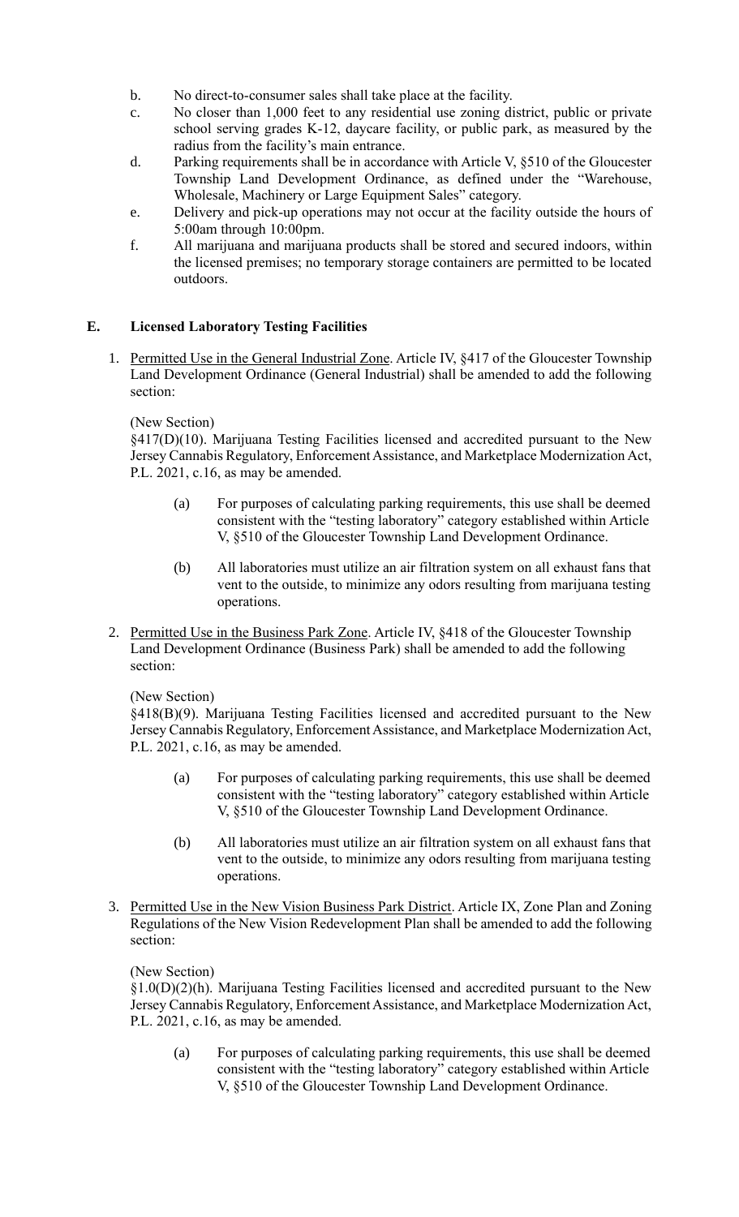b. No direct-to-consumer sales shall take place at the facility.

c. No closer than 1,000 feet to any residential use zoning district, public or private school serving grades K-12, daycare facility, or public park, as measured by the radius from the facility's main entrance.

d. Parking requirements shall be in accordance with Article V, §510 of the Gloucester Township Land Development Ordinance, as defined under the "Warehouse, Wholesale, Machinery or Large Equipment Sales" category.

e. Delivery and pick-up operations may not occur at the facility outside the hours of 5:00am through 10:00pm.

f. All marijuana and marijuana products shall be stored and secured indoors, within the licensed premises; no temporary storage containers are permitted to be located outdoors.

## E. Licensed Laboratory Testing Facilities

1. Permitted Use in the General Industrial Zone. Article IV, §417 of the Gloucester Township Land Development Ordinance (General Industrial) shall be amended to add the following section:

   (New Section)
   §417(D)(10). Marijuana Testing Facilities licensed and accredited pursuant to the New Jersey Cannabis Regulatory, Enforcement Assistance, and Marketplace Modernization Act, P.L. 2021, c.16, as may be amended.

   (a) For purposes of calculating parking requirements, this use shall be deemed consistent with the "testing laboratory" category established within Article V, §510 of the Gloucester Township Land Development Ordinance.

   (b) All laboratories must utilize an air filtration system on all exhaust fans that vent to the outside, to minimize any odors resulting from marijuana testing operations.

2. Permitted Use in the Business Park Zone. Article IV, §418 of the Gloucester Township Land Development Ordinance (Business Park) shall be amended to add the following section:

   (New Section)
   §418(B)(9). Marijuana Testing Facilities licensed and accredited pursuant to the New Jersey Cannabis Regulatory, Enforcement Assistance, and Marketplace Modernization Act, P.L. 2021, c.16, as may be amended.

   (a) For purposes of calculating parking requirements, this use shall be deemed consistent with the "testing laboratory" category established within Article V, §510 of the Gloucester Township Land Development Ordinance.

   (b) All laboratories must utilize an air filtration system on all exhaust fans that vent to the outside, to minimize any odors resulting from marijuana testing operations.

3. Permitted Use in the New Vision Business Park District. Article IX, Zone Plan and Zoning Regulations of the New Vision Redevelopment Plan shall be amended to add the following section:

   (New Section)
   §1.0(D)(2)(h). Marijuana Testing Facilities licensed and accredited pursuant to the New Jersey Cannabis Regulatory, Enforcement Assistance, and Marketplace Modernization Act, P.L. 2021, c.16, as may be amended.

   (a) For purposes of calculating parking requirements, this use shall be deemed consistent with the "testing laboratory" category established within Article V, §510 of the Gloucester Township Land Development Ordinance.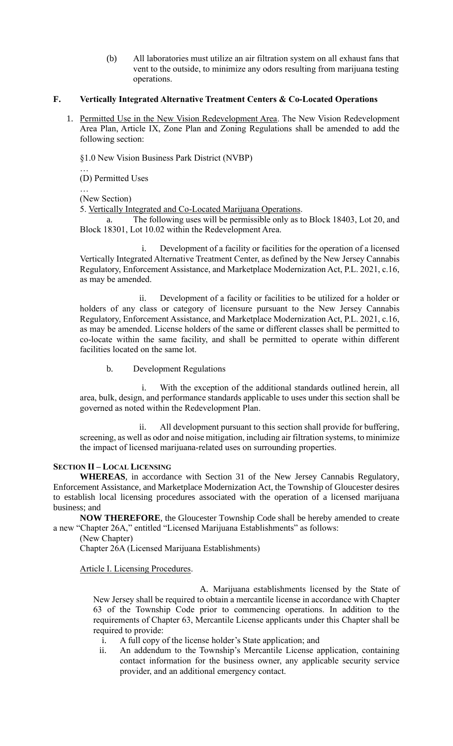(b) All laboratories must utilize an air filtration system on all exhaust fans that vent to the outside, to minimize any odors resulting from marijuana testing operations.

**F. Vertically Integrated Alternative Treatment Centers & Co-Located Operations**

1. Permitted Use in the New Vision Redevelopment Area. The New Vision Redevelopment Area Plan, Article IX, Zone Plan and Zoning Regulations shall be amended to add the following section:

§1.0 New Vision Business Park District (NVBP)

…

(D) Permitted Uses

…

(New Section)

5. Vertically Integrated and Co-Located Marijuana Operations.

a. The following uses will be permissible only as to Block 18403, Lot 20, and Block 18301, Lot 10.02 within the Redevelopment Area.

i. Development of a facility or facilities for the operation of a licensed Vertically Integrated Alternative Treatment Center, as defined by the New Jersey Cannabis Regulatory, Enforcement Assistance, and Marketplace Modernization Act, P.L. 2021, c.16, as may be amended.

ii. Development of a facility or facilities to be utilized for a holder or holders of any class or category of licensure pursuant to the New Jersey Cannabis Regulatory, Enforcement Assistance, and Marketplace Modernization Act, P.L. 2021, c.16, as may be amended. License holders of the same or different classes shall be permitted to co-locate within the same facility, and shall be permitted to operate within different facilities located on the same lot.

b. Development Regulations

i. With the exception of the additional standards outlined herein, all area, bulk, design, and performance standards applicable to uses under this section shall be governed as noted within the Redevelopment Plan.

ii. All development pursuant to this section shall provide for buffering, screening, as well as odor and noise mitigation, including air filtration systems, to minimize the impact of licensed marijuana-related uses on surrounding properties.

**SECTION II – LOCAL LICENSING**

**WHEREAS**, in accordance with Section 31 of the New Jersey Cannabis Regulatory, Enforcement Assistance, and Marketplace Modernization Act, the Township of Gloucester desires to establish local licensing procedures associated with the operation of a licensed marijuana business; and

**NOW THEREFORE**, the Gloucester Township Code shall be hereby amended to create a new "Chapter 26A," entitled "Licensed Marijuana Establishments" as follows:

(New Chapter)

Chapter 26A (Licensed Marijuana Establishments)

Article I. Licensing Procedures.

A. Marijuana establishments licensed by the State of New Jersey shall be required to obtain a mercantile license in accordance with Chapter 63 of the Township Code prior to commencing operations. In addition to the requirements of Chapter 63, Mercantile License applicants under this Chapter shall be required to provide:

i. A full copy of the license holder's State application; and

ii. An addendum to the Township's Mercantile License application, containing contact information for the business owner, any applicable security service provider, and an additional emergency contact.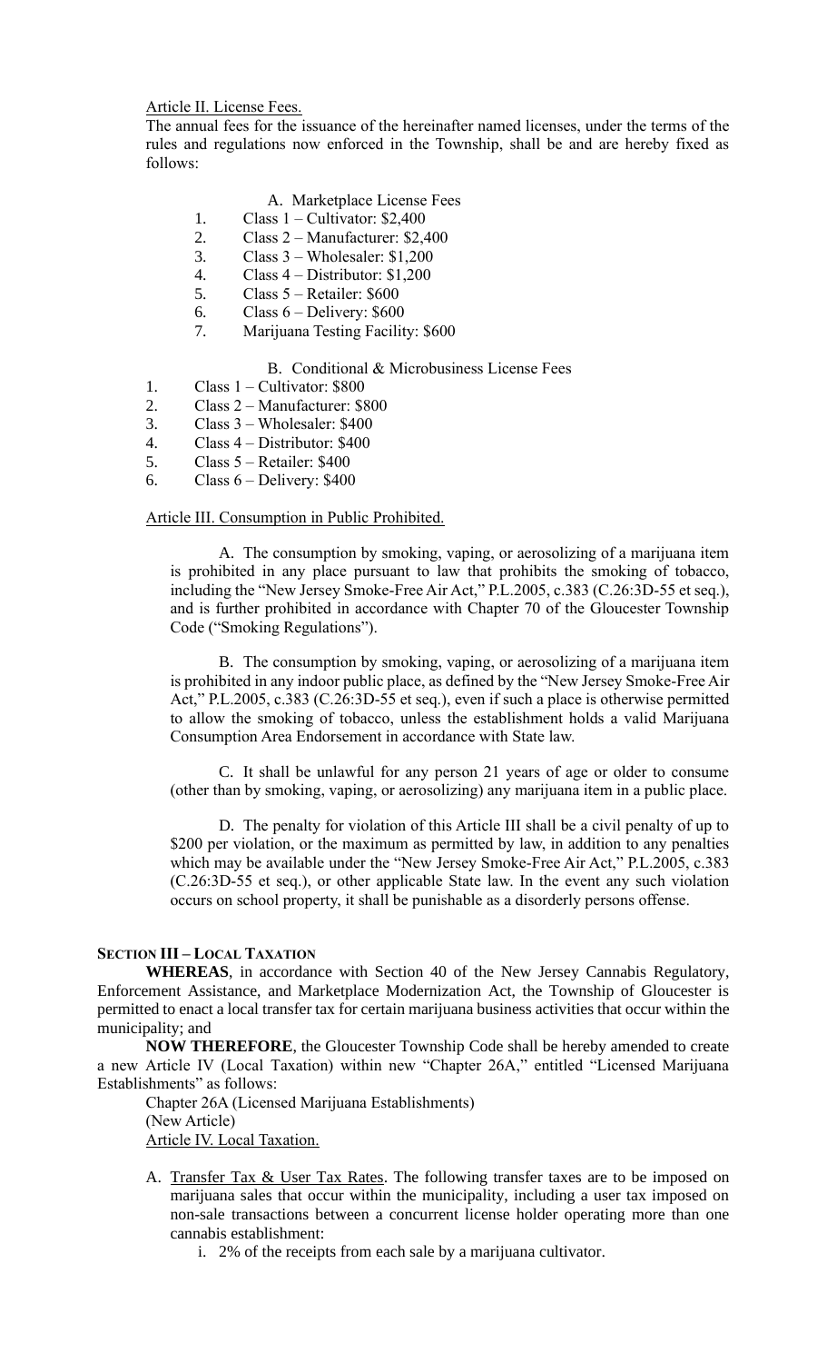Article II. License Fees.

The annual fees for the issuance of the hereinafter named licenses, under the terms of the rules and regulations now enforced in the Township, shall be and are hereby fixed as follows:

A. Marketplace License Fees

1. Class 1 – Cultivator: $2,400
2. Class 2 – Manufacturer: $2,400
3. Class 3 – Wholesaler: $1,200
4. Class 4 – Distributor: $1,200
5. Class 5 – Retailer: $600
6. Class 6 – Delivery: $600
7. Marijuana Testing Facility: $600

B. Conditional & Microbusiness License Fees

1. Class 1 – Cultivator: $800
2. Class 2 – Manufacturer: $800
3. Class 3 – Wholesaler: $400
4. Class 4 – Distributor: $400
5. Class 5 – Retailer: $400
6. Class 6 – Delivery: $400

Article III. Consumption in Public Prohibited.

A. The consumption by smoking, vaping, or aerosolizing of a marijuana item is prohibited in any place pursuant to law that prohibits the smoking of tobacco, including the "New Jersey Smoke-Free Air Act," P.L.2005, c.383 (C.26:3D-55 et seq.), and is further prohibited in accordance with Chapter 70 of the Gloucester Township Code ("Smoking Regulations").

B. The consumption by smoking, vaping, or aerosolizing of a marijuana item is prohibited in any indoor public place, as defined by the "New Jersey Smoke-Free Air Act," P.L.2005, c.383 (C.26:3D-55 et seq.), even if such a place is otherwise permitted to allow the smoking of tobacco, unless the establishment holds a valid Marijuana Consumption Area Endorsement in accordance with State law.

C. It shall be unlawful for any person 21 years of age or older to consume (other than by smoking, vaping, or aerosolizing) any marijuana item in a public place.

D. The penalty for violation of this Article III shall be a civil penalty of up to $200 per violation, or the maximum as permitted by law, in addition to any penalties which may be available under the "New Jersey Smoke-Free Air Act," P.L.2005, c.383 (C.26:3D-55 et seq.), or other applicable State law. In the event any such violation occurs on school property, it shall be punishable as a disorderly persons offense.

**SECTION III – LOCAL TAXATION**

**WHEREAS**, in accordance with Section 40 of the New Jersey Cannabis Regulatory, Enforcement Assistance, and Marketplace Modernization Act, the Township of Gloucester is permitted to enact a local transfer tax for certain marijuana business activities that occur within the municipality; and

**NOW THEREFORE**, the Gloucester Township Code shall be hereby amended to create a new Article IV (Local Taxation) within new "Chapter 26A," entitled "Licensed Marijuana Establishments" as follows:

Chapter 26A (Licensed Marijuana Establishments)
(New Article)
Article IV. Local Taxation.

A. Transfer Tax & User Tax Rates. The following transfer taxes are to be imposed on marijuana sales that occur within the municipality, including a user tax imposed on non-sale transactions between a concurrent license holder operating more than one cannabis establishment:

   i. 2% of the receipts from each sale by a marijuana cultivator.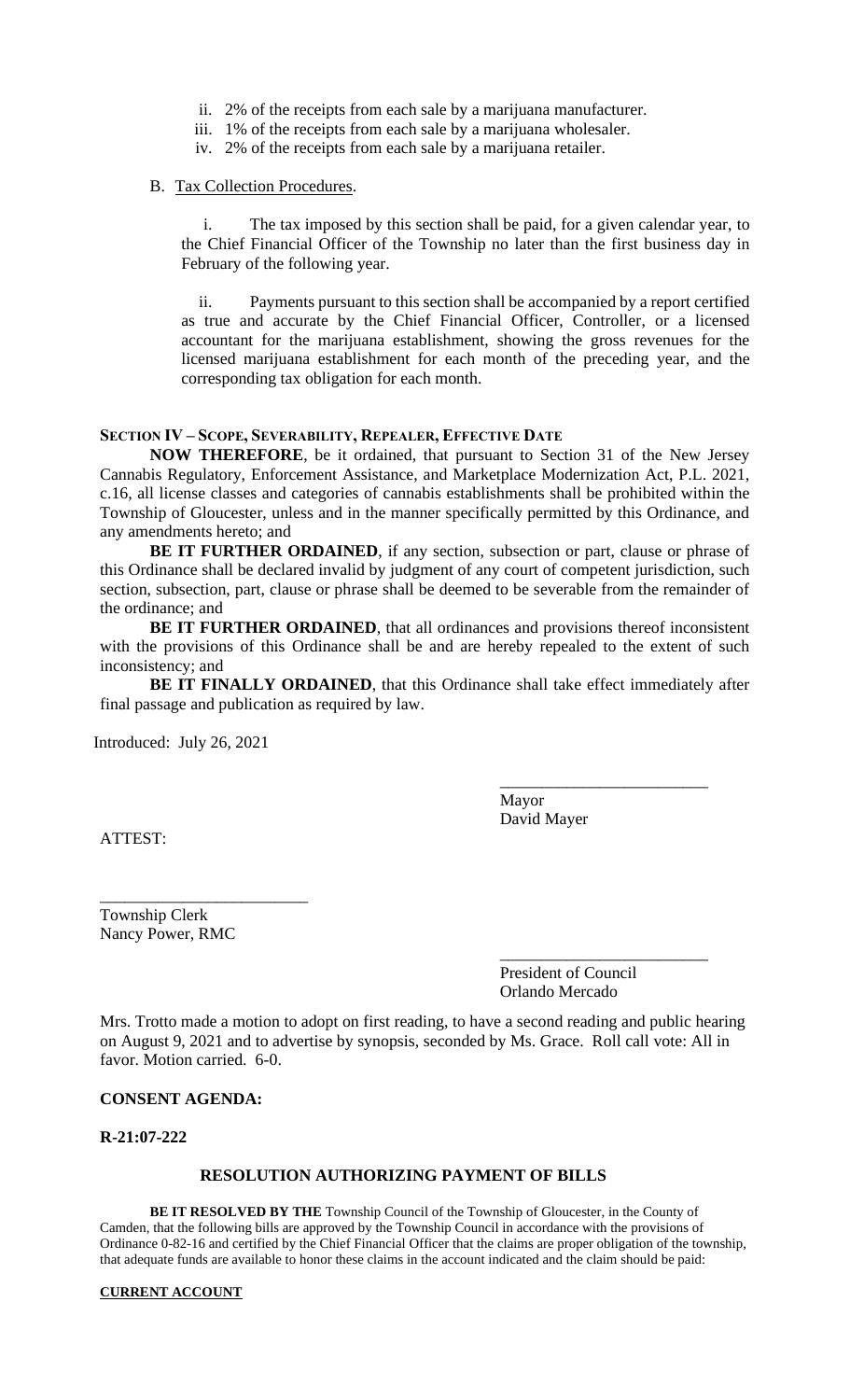ii. 2% of the receipts from each sale by a marijuana manufacturer.
iii. 1% of the receipts from each sale by a marijuana wholesaler.
iv. 2% of the receipts from each sale by a marijuana retailer.

B. Tax Collection Procedures.

i. The tax imposed by this section shall be paid, for a given calendar year, to the Chief Financial Officer of the Township no later than the first business day in February of the following year.

ii. Payments pursuant to this section shall be accompanied by a report certified as true and accurate by the Chief Financial Officer, Controller, or a licensed accountant for the marijuana establishment, showing the gross revenues for the licensed marijuana establishment for each month of the preceding year, and the corresponding tax obligation for each month.

**SECTION IV – SCOPE, SEVERABILITY, REPEALER, EFFECTIVE DATE**

**NOW THEREFORE**, be it ordained, that pursuant to Section 31 of the New Jersey Cannabis Regulatory, Enforcement Assistance, and Marketplace Modernization Act, P.L. 2021, c.16, all license classes and categories of cannabis establishments shall be prohibited within the Township of Gloucester, unless and in the manner specifically permitted by this Ordinance, and any amendments hereto; and

**BE IT FURTHER ORDAINED**, if any section, subsection or part, clause or phrase of this Ordinance shall be declared invalid by judgment of any court of competent jurisdiction, such section, subsection, part, clause or phrase shall be deemed to be severable from the remainder of the ordinance; and

**BE IT FURTHER ORDAINED**, that all ordinances and provisions thereof inconsistent with the provisions of this Ordinance shall be and are hereby repealed to the extent of such inconsistency; and

**BE IT FINALLY ORDAINED**, that this Ordinance shall take effect immediately after final passage and publication as required by law.

Introduced: July 26, 2021

_________________________
Mayor
David Mayer

ATTEST:

_________________________
Township Clerk
Nancy Power, RMC

_________________________
President of Council
Orlando Mercado

Mrs. Trotto made a motion to adopt on first reading, to have a second reading and public hearing on August 9, 2021 and to advertise by synopsis, seconded by Ms. Grace. Roll call vote: All in favor. Motion carried. 6-0.

**CONSENT AGENDA:**

**R-21:07-222**

**RESOLUTION AUTHORIZING PAYMENT OF BILLS**

**BE IT RESOLVED BY THE** Township Council of the Township of Gloucester, in the County of Camden, that the following bills are approved by the Township Council in accordance with the provisions of Ordinance 0-82-16 and certified by the Chief Financial Officer that the claims are proper obligation of the township, that adequate funds are available to honor these claims in the account indicated and the claim should be paid:

**CURRENT ACCOUNT**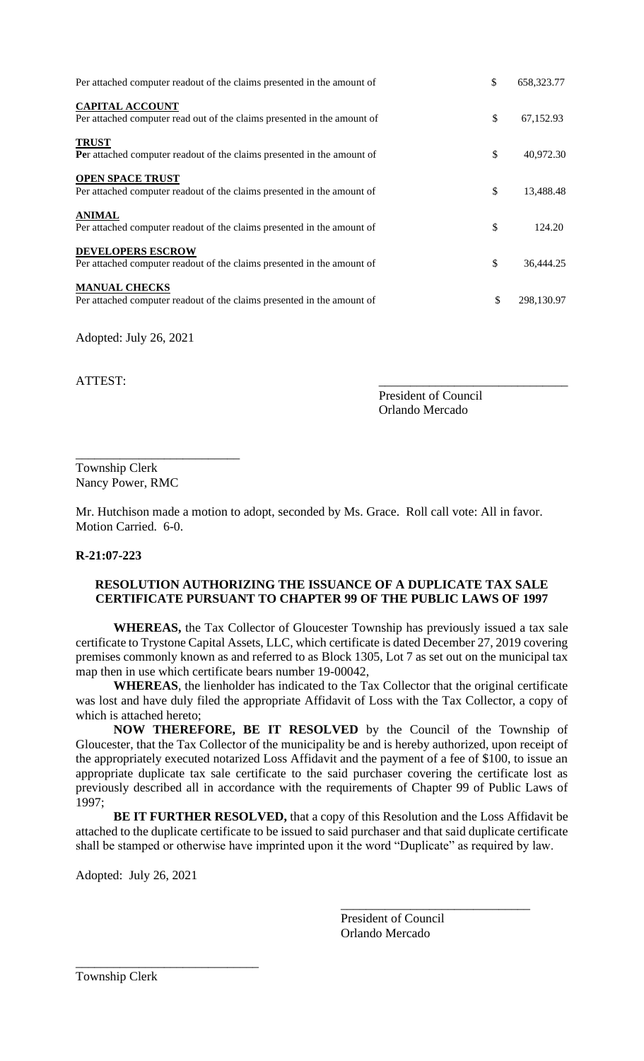| | | |
|---|---|---|
| Per attached computer readout of the claims presented in the amount of | $ | 658,323.77 |
| **CAPITAL ACCOUNT**<br>Per attached computer read out of the claims presented in the amount of | $ | 67,152.93 |
| **TRUST**<br>**Pe**r attached computer readout of the claims presented in the amount of | $ | 40,972.30 |
| **OPEN SPACE TRUST**<br>Per attached computer readout of the claims presented in the amount of | $ | 13,488.48 |
| **ANIMAL**<br>Per attached computer readout of the claims presented in the amount of | $ | 124.20 |
| **DEVELOPERS ESCROW**<br>Per attached computer readout of the claims presented in the amount of | $ | 36,444.25 |
| **MANUAL CHECKS**<br>Per attached computer readout of the claims presented in the amount of | $ | 298,130.97 |

Adopted: July 26, 2021

ATTEST:

\_\_\_\_\_\_\_\_\_\_\_\_\_\_\_\_\_\_\_\_\_\_\_\_\_\_\_\_\_\_
President of Council
Orlando Mercado

\_\_\_\_\_\_\_\_\_\_\_\_\_\_\_\_\_\_\_\_\_\_\_\_\_\_\_
Township Clerk
Nancy Power, RMC

Mr. Hutchison made a motion to adopt, seconded by Ms. Grace. Roll call vote: All in favor. Motion Carried. 6-0.

**R-21:07-223**

**RESOLUTION AUTHORIZING THE ISSUANCE OF A DUPLICATE TAX SALE CERTIFICATE PURSUANT TO CHAPTER 99 OF THE PUBLIC LAWS OF 1997**

**WHEREAS,** the Tax Collector of Gloucester Township has previously issued a tax sale certificate to Trystone Capital Assets, LLC, which certificate is dated December 27, 2019 covering premises commonly known as and referred to as Block 1305, Lot 7 as set out on the municipal tax map then in use which certificate bears number 19-00042,

**WHEREAS**, the lienholder has indicated to the Tax Collector that the original certificate was lost and have duly filed the appropriate Affidavit of Loss with the Tax Collector, a copy of which is attached hereto;

**NOW THEREFORE, BE IT RESOLVED** by the Council of the Township of Gloucester, that the Tax Collector of the municipality be and is hereby authorized, upon receipt of the appropriately executed notarized Loss Affidavit and the payment of a fee of $100, to issue an appropriate duplicate tax sale certificate to the said purchaser covering the certificate lost as previously described all in accordance with the requirements of Chapter 99 of Public Laws of 1997;

**BE IT FURTHER RESOLVED,** that a copy of this Resolution and the Loss Affidavit be attached to the duplicate certificate to be issued to said purchaser and that said duplicate certificate shall be stamped or otherwise have imprinted upon it the word "Duplicate" as required by law.

Adopted: July 26, 2021

\_\_\_\_\_\_\_\_\_\_\_\_\_\_\_\_\_\_\_\_\_\_\_\_\_\_\_\_\_\_
President of Council
Orlando Mercado

\_\_\_\_\_\_\_\_\_\_\_\_\_\_\_\_\_\_\_\_\_\_\_\_\_\_\_\_\_
Township Clerk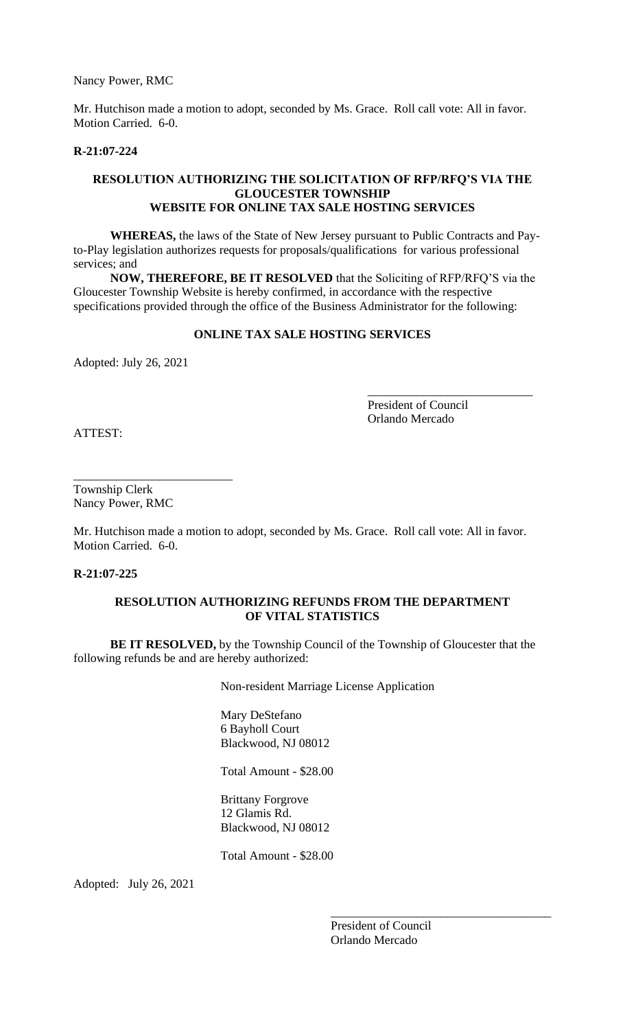Nancy Power, RMC

Mr. Hutchison made a motion to adopt, seconded by Ms. Grace. Roll call vote: All in favor. Motion Carried. 6-0.

**R-21:07-224**

**RESOLUTION AUTHORIZING THE SOLICITATION OF RFP/RFQ'S VIA THE GLOUCESTER TOWNSHIP WEBSITE FOR ONLINE TAX SALE HOSTING SERVICES**

**WHEREAS,** the laws of the State of New Jersey pursuant to Public Contracts and Pay-to-Play legislation authorizes requests for proposals/qualifications for various professional services; and

**NOW, THEREFORE, BE IT RESOLVED** that the Soliciting of RFP/RFQ'S via the Gloucester Township Website is hereby confirmed, in accordance with the respective specifications provided through the office of the Business Administrator for the following:

**ONLINE TAX SALE HOSTING SERVICES**

Adopted: July 26, 2021

___________________________
President of Council
Orlando Mercado

ATTEST:

___________________________
Township Clerk
Nancy Power, RMC

Mr. Hutchison made a motion to adopt, seconded by Ms. Grace. Roll call vote: All in favor. Motion Carried. 6-0.

**R-21:07-225**

**RESOLUTION AUTHORIZING REFUNDS FROM THE DEPARTMENT OF VITAL STATISTICS**

**BE IT RESOLVED,** by the Township Council of the Township of Gloucester that the following refunds be and are hereby authorized:

Non-resident Marriage License Application

Mary DeStefano
6 Bayholl Court
Blackwood, NJ 08012

Total Amount - $28.00

Brittany Forgrove
12 Glamis Rd.
Blackwood, NJ 08012

Total Amount - $28.00

Adopted: July 26, 2021

___________________________
President of Council
Orlando Mercado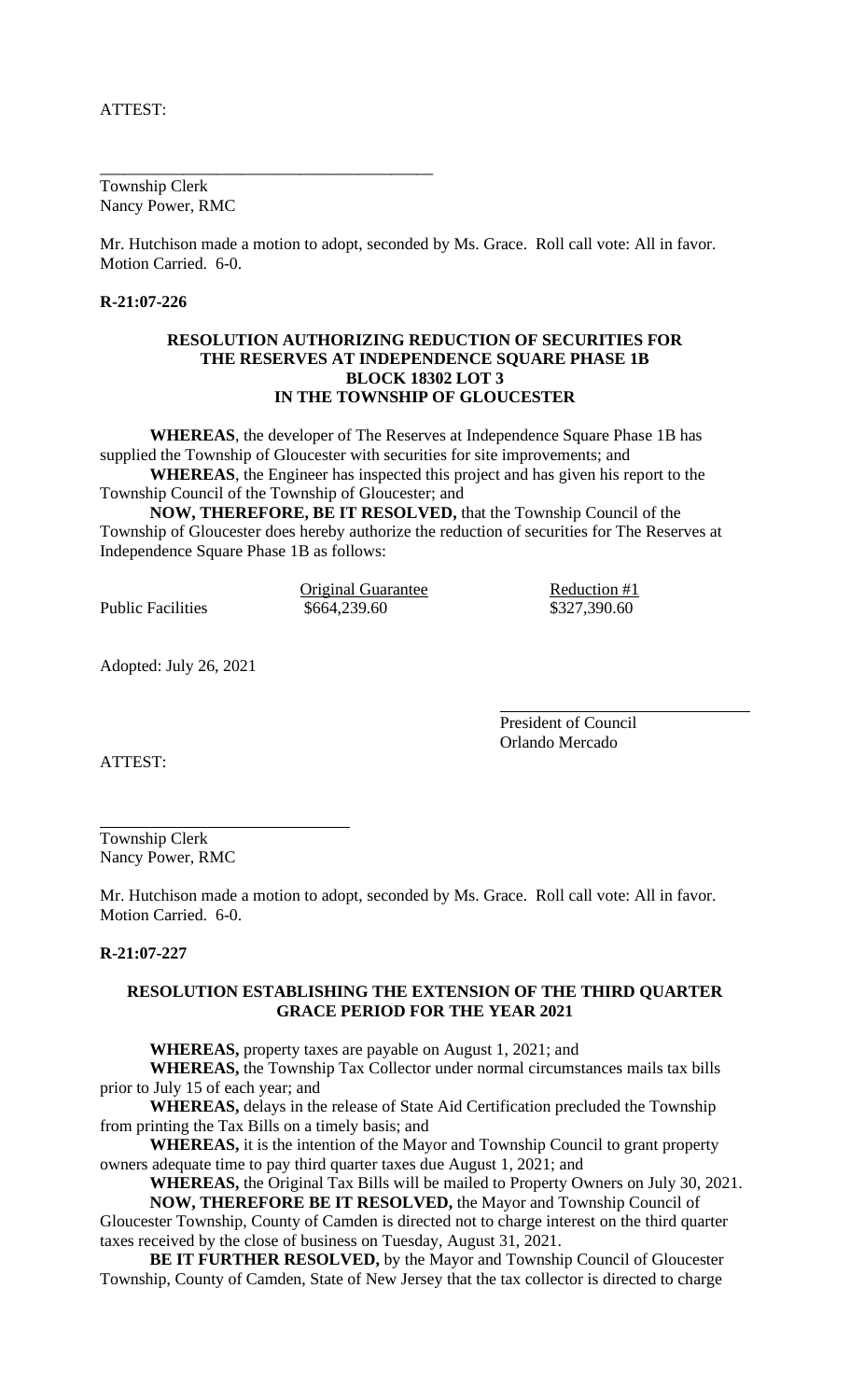ATTEST:

\_\_\_\_\_\_\_\_\_\_\_\_\_\_\_\_\_\_\_\_\_\_\_\_\_\_\_\_\_\_\_\_\_\_\_\_\_\_\_\_

Township Clerk
Nancy Power, RMC

Mr. Hutchison made a motion to adopt, seconded by Ms. Grace. Roll call vote: All in favor. Motion Carried. 6-0.

**R-21:07-226**

**RESOLUTION AUTHORIZING REDUCTION OF SECURITIES FOR THE RESERVES AT INDEPENDENCE SQUARE PHASE 1B BLOCK 18302 LOT 3 IN THE TOWNSHIP OF GLOUCESTER**

**WHEREAS**, the developer of The Reserves at Independence Square Phase 1B has supplied the Township of Gloucester with securities for site improvements; and

**WHEREAS**, the Engineer has inspected this project and has given his report to the Township Council of the Township of Gloucester; and

**NOW, THEREFORE, BE IT RESOLVED,** that the Township Council of the Township of Gloucester does hereby authorize the reduction of securities for The Reserves at Independence Square Phase 1B as follows:

| | Original Guarantee | Reduction #1 |
|---|---|---|
| Public Facilities | \$664,239.60 | \$327,390.60 |

Adopted: July 26, 2021

\_\_\_\_\_\_\_\_\_\_\_\_\_\_\_\_\_\_\_\_\_\_\_\_\_\_\_\_\_\_

President of Council
Orlando Mercado

ATTEST:

\_\_\_\_\_\_\_\_\_\_\_\_\_\_\_\_\_\_\_\_\_\_\_\_\_\_\_\_\_\_

Township Clerk
Nancy Power, RMC

Mr. Hutchison made a motion to adopt, seconded by Ms. Grace. Roll call vote: All in favor. Motion Carried. 6-0.

**R-21:07-227**

**RESOLUTION ESTABLISHING THE EXTENSION OF THE THIRD QUARTER GRACE PERIOD FOR THE YEAR 2021**

**WHEREAS,** property taxes are payable on August 1, 2021; and

**WHEREAS,** the Township Tax Collector under normal circumstances mails tax bills prior to July 15 of each year; and

**WHEREAS,** delays in the release of State Aid Certification precluded the Township from printing the Tax Bills on a timely basis; and

**WHEREAS,** it is the intention of the Mayor and Township Council to grant property owners adequate time to pay third quarter taxes due August 1, 2021; and

**WHEREAS,** the Original Tax Bills will be mailed to Property Owners on July 30, 2021.

**NOW, THEREFORE BE IT RESOLVED,** the Mayor and Township Council of Gloucester Township, County of Camden is directed not to charge interest on the third quarter taxes received by the close of business on Tuesday, August 31, 2021.

**BE IT FURTHER RESOLVED,** by the Mayor and Township Council of Gloucester Township, County of Camden, State of New Jersey that the tax collector is directed to charge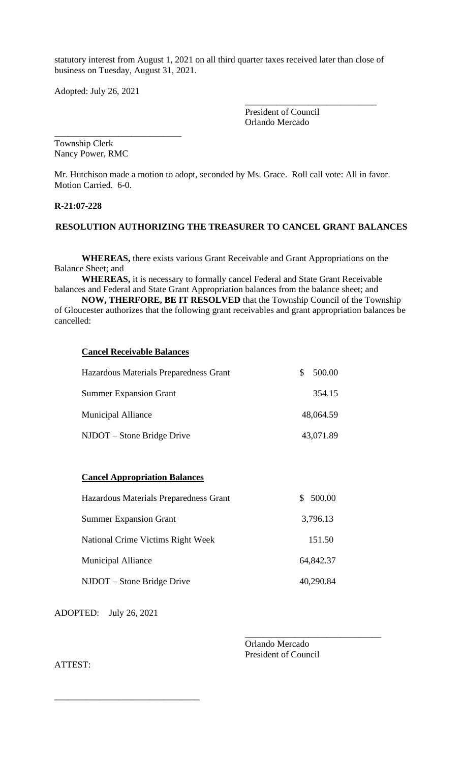statutory interest from August 1, 2021 on all third quarter taxes received later than close of business on Tuesday, August 31, 2021.

Adopted: July 26, 2021

\_\_\_\_\_\_\_\_\_\_\_\_\_\_\_\_\_\_\_\_\_\_\_\_\_\_\_\_\_\_
President of Council
Orlando Mercado

\_\_\_\_\_\_\_\_\_\_\_\_\_\_\_\_\_\_\_\_\_\_\_\_\_\_\_\_\_\_
Township Clerk
Nancy Power, RMC

Mr. Hutchison made a motion to adopt, seconded by Ms. Grace. Roll call vote: All in favor. Motion Carried. 6-0.

**R-21:07-228**

**RESOLUTION AUTHORIZING THE TREASURER TO CANCEL GRANT BALANCES**

**WHEREAS,** there exists various Grant Receivable and Grant Appropriations on the Balance Sheet; and

**WHEREAS,** it is necessary to formally cancel Federal and State Grant Receivable balances and Federal and State Grant Appropriation balances from the balance sheet; and

**NOW, THERFORE, BE IT RESOLVED** that the Township Council of the Township of Gloucester authorizes that the following grant receivables and grant appropriation balances be cancelled:

**Cancel Receivable Balances**

| | |
|---|---|
| Hazardous Materials Preparedness Grant | $ 500.00 |
| Summer Expansion Grant | 354.15 |
| Municipal Alliance | 48,064.59 |
| NJDOT – Stone Bridge Drive | 43,071.89 |

**Cancel Appropriation Balances**

| | |
|---|---|
| Hazardous Materials Preparedness Grant | $ 500.00 |
| Summer Expansion Grant | 3,796.13 |
| National Crime Victims Right Week | 151.50 |
| Municipal Alliance | 64,842.37 |
| NJDOT – Stone Bridge Drive | 40,290.84 |

ADOPTED: July 26, 2021

\_\_\_\_\_\_\_\_\_\_\_\_\_\_\_\_\_\_\_\_\_\_\_\_\_\_\_\_\_\_
Orlando Mercado
President of Council

ATTEST:

\_\_\_\_\_\_\_\_\_\_\_\_\_\_\_\_\_\_\_\_\_\_\_\_\_\_\_\_\_\_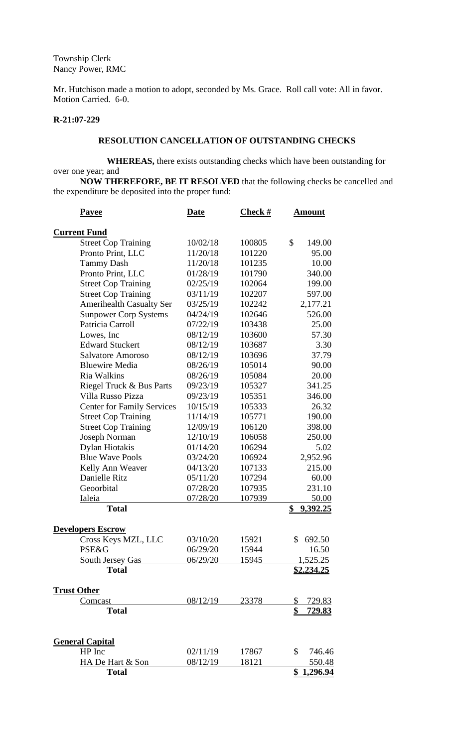Township Clerk
Nancy Power, RMC

Mr. Hutchison made a motion to adopt, seconded by Ms. Grace. Roll call vote: All in favor. Motion Carried. 6-0.

**R-21:07-229**

**RESOLUTION CANCELLATION OF OUTSTANDING CHECKS**

**WHEREAS,** there exists outstanding checks which have been outstanding for over one year; and

**NOW THEREFORE, BE IT RESOLVED** that the following checks be cancelled and the expenditure be deposited into the proper fund:

| Payee | Date | Check # | Amount |
|---|---|---|---|
| **Current Fund** | | | |
| Street Cop Training | 10/02/18 | 100805 | $ 149.00 |
| Pronto Print, LLC | 11/20/18 | 101220 | 95.00 |
| Tammy Dash | 11/20/18 | 101235 | 10.00 |
| Pronto Print, LLC | 01/28/19 | 101790 | 340.00 |
| Street Cop Training | 02/25/19 | 102064 | 199.00 |
| Street Cop Training | 03/11/19 | 102207 | 597.00 |
| Amerihealth Casualty Ser | 03/25/19 | 102242 | 2,177.21 |
| Sunpower Corp Systems | 04/24/19 | 102646 | 526.00 |
| Patricia Carroll | 07/22/19 | 103438 | 25.00 |
| Lowes, Inc | 08/12/19 | 103600 | 57.30 |
| Edward Stuckert | 08/12/19 | 103687 | 3.30 |
| Salvatore Amoroso | 08/12/19 | 103696 | 37.79 |
| Bluewire Media | 08/26/19 | 105014 | 90.00 |
| Ria Walkins | 08/26/19 | 105084 | 20.00 |
| Riegel Truck & Bus Parts | 09/23/19 | 105327 | 341.25 |
| Villa Russo Pizza | 09/23/19 | 105351 | 346.00 |
| Center for Family Services | 10/15/19 | 105333 | 26.32 |
| Street Cop Training | 11/14/19 | 105771 | 190.00 |
| Street Cop Training | 12/09/19 | 106120 | 398.00 |
| Joseph Norman | 12/10/19 | 106058 | 250.00 |
| Dylan Hiotakis | 01/14/20 | 106294 | 5.02 |
| Blue Wave Pools | 03/24/20 | 106924 | 2,952.96 |
| Kelly Ann Weaver | 04/13/20 | 107133 | 215.00 |
| Danielle Ritz | 05/11/20 | 107294 | 60.00 |
| Geoorbital | 07/28/20 | 107935 | 231.10 |
| Ialeia | 07/28/20 | 107939 | 50.00 |
| **Total** | | | **$ 9,392.25** |
| **Developers Escrow** | | | |
| Cross Keys MZL, LLC | 03/10/20 | 15921 | $ 692.50 |
| PSE&G | 06/29/20 | 15944 | 16.50 |
| South Jersey Gas | 06/29/20 | 15945 | 1,525.25 |
| **Total** | | | **$2,234.25** |
| **Trust Other** | | | |
| Comcast | 08/12/19 | 23378 | $ 729.83 |
| **Total** | | | **$ 729.83** |
| **General Capital** | | | |
| HP Inc | 02/11/19 | 17867 | $ 746.46 |
| HA De Hart & Son | 08/12/19 | 18121 | 550.48 |
| **Total** | | | **$ 1,296.94** |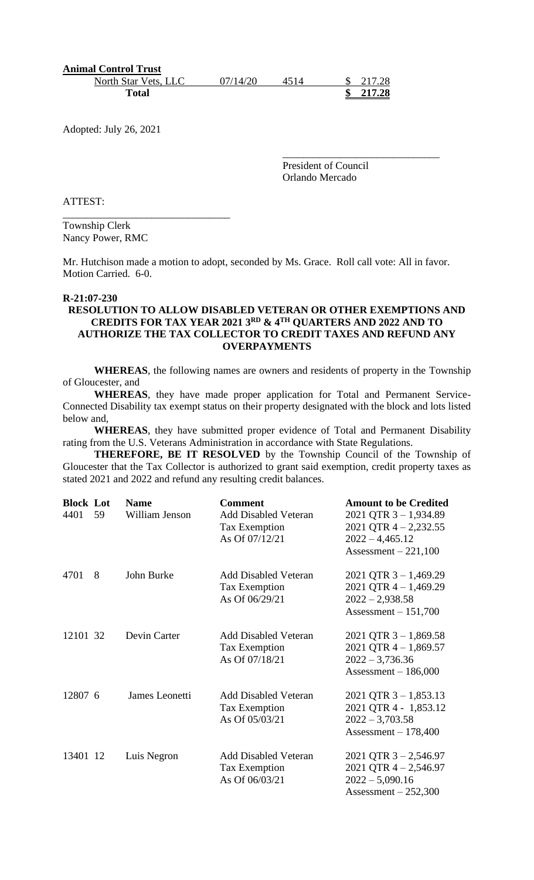**Animal Control Trust**

| | | | |
|---|---|---|---|
| North Star Vets, LLC | 07/14/20 | 4514 | $ 217.28 |
| **Total** | | | **$ 217.28** |

Adopted: July 26, 2021

\_\_\_\_\_\_\_\_\_\_\_\_\_\_\_\_\_\_\_\_\_\_\_\_\_\_\_\_\_\_
President of Council
Orlando Mercado

ATTEST:

\_\_\_\_\_\_\_\_\_\_\_\_\_\_\_\_\_\_\_\_\_\_\_\_\_\_\_\_\_\_\_\_
Township Clerk
Nancy Power, RMC

Mr. Hutchison made a motion to adopt, seconded by Ms. Grace. Roll call vote: All in favor. Motion Carried. 6-0.

**R-21:07-230**

**RESOLUTION TO ALLOW DISABLED VETERAN OR OTHER EXEMPTIONS AND CREDITS FOR TAX YEAR 2021 3RD & 4TH QUARTERS AND 2022 AND TO AUTHORIZE THE TAX COLLECTOR TO CREDIT TAXES AND REFUND ANY OVERPAYMENTS**

**WHEREAS**, the following names are owners and residents of property in the Township of Gloucester, and

**WHEREAS**, they have made proper application for Total and Permanent Service-Connected Disability tax exempt status on their property designated with the block and lots listed below and,

**WHEREAS**, they have submitted proper evidence of Total and Permanent Disability rating from the U.S. Veterans Administration in accordance with State Regulations.

**THEREFORE, BE IT RESOLVED** by the Township Council of the Township of Gloucester that the Tax Collector is authorized to grant said exemption, credit property taxes as stated 2021 and 2022 and refund any resulting credit balances.

| Block | Lot | Name | Comment | Amount to be Credited |
|---|---|---|---|---|
| 4401 | 59 | William Jenson | Add Disabled Veteran Tax Exemption As Of 07/12/21 | 2021 QTR 3 – 1,934.89<br>2021 QTR 4 – 2,232.55<br>2022 – 4,465.12<br>Assessment – 221,100 |
| 4701 | 8 | John Burke | Add Disabled Veteran Tax Exemption As Of 06/29/21 | 2021 QTR 3 – 1,469.29<br>2021 QTR 4 – 1,469.29<br>2022 – 2,938.58<br>Assessment – 151,700 |
| 12101 | 32 | Devin Carter | Add Disabled Veteran Tax Exemption As Of 07/18/21 | 2021 QTR 3 – 1,869.58<br>2021 QTR 4 – 1,869.57<br>2022 – 3,736.36<br>Assessment – 186,000 |
| 12807 | 6 | James Leonetti | Add Disabled Veteran Tax Exemption As Of 05/03/21 | 2021 QTR 3 – 1,853.13<br>2021 QTR 4 - 1,853.12<br>2022 – 3,703.58<br>Assessment – 178,400 |
| 13401 | 12 | Luis Negron | Add Disabled Veteran Tax Exemption As Of 06/03/21 | 2021 QTR 3 – 2,546.97<br>2021 QTR 4 – 2,546.97<br>2022 – 5,090.16<br>Assessment – 252,300 |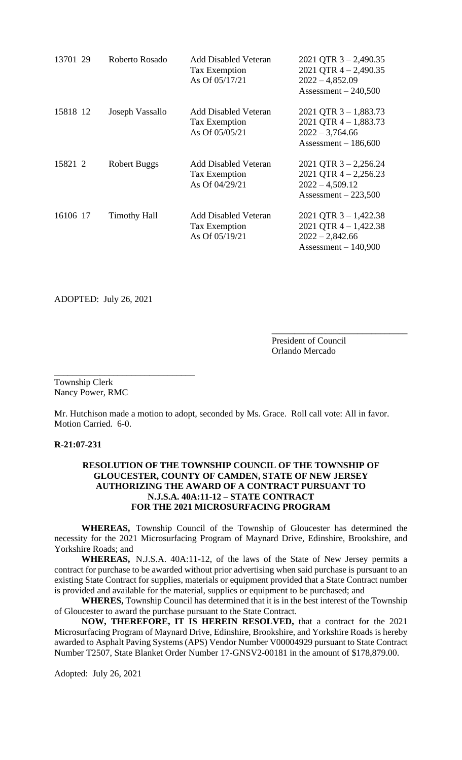| | | | |
|---|---|---|---|
| 13701 29 | Roberto Rosado | Add Disabled Veteran Tax Exemption As Of 05/17/21 | 2021 QTR 3 – 2,490.35<br>2021 QTR 4 – 2,490.35<br>2022 – 4,852.09<br>Assessment – 240,500 |
| 15818 12 | Joseph Vassallo | Add Disabled Veteran Tax Exemption As Of 05/05/21 | 2021 QTR 3 – 1,883.73<br>2021 QTR 4 – 1,883.73<br>2022 – 3,764.66<br>Assessment – 186,600 |
| 15821 2 | Robert Buggs | Add Disabled Veteran Tax Exemption As Of 04/29/21 | 2021 QTR 3 – 2,256.24<br>2021 QTR 4 – 2,256.23<br>2022 – 4,509.12<br>Assessment – 223,500 |
| 16106 17 | Timothy Hall | Add Disabled Veteran Tax Exemption As Of 05/19/21 | 2021 QTR 3 – 1,422.38<br>2021 QTR 4 – 1,422.38<br>2022 – 2,842.66<br>Assessment – 140,900 |

ADOPTED: July 26, 2021

______________________________
President of Council
Orlando Mercado

______________________________
Township Clerk
Nancy Power, RMC

Mr. Hutchison made a motion to adopt, seconded by Ms. Grace. Roll call vote: All in favor. Motion Carried. 6-0.

**R-21:07-231**

**RESOLUTION OF THE TOWNSHIP COUNCIL OF THE TOWNSHIP OF GLOUCESTER, COUNTY OF CAMDEN, STATE OF NEW JERSEY AUTHORIZING THE AWARD OF A CONTRACT PURSUANT TO N.J.S.A. 40A:11-12 – STATE CONTRACT FOR THE 2021 MICROSURFACING PROGRAM**

**WHEREAS,** Township Council of the Township of Gloucester has determined the necessity for the 2021 Microsurfacing Program of Maynard Drive, Edinshire, Brookshire, and Yorkshire Roads; and

**WHEREAS,** N.J.S.A. 40A:11-12, of the laws of the State of New Jersey permits a contract for purchase to be awarded without prior advertising when said purchase is pursuant to an existing State Contract for supplies, materials or equipment provided that a State Contract number is provided and available for the material, supplies or equipment to be purchased; and

**WHERES,** Township Council has determined that it is in the best interest of the Township of Gloucester to award the purchase pursuant to the State Contract.

**NOW, THEREFORE, IT IS HEREIN RESOLVED,** that a contract for the 2021 Microsurfacing Program of Maynard Drive, Edinshire, Brookshire, and Yorkshire Roads is hereby awarded to Asphalt Paving Systems (APS) Vendor Number V00004929 pursuant to State Contract Number T2507, State Blanket Order Number 17-GNSV2-00181 in the amount of $178,879.00.

Adopted: July 26, 2021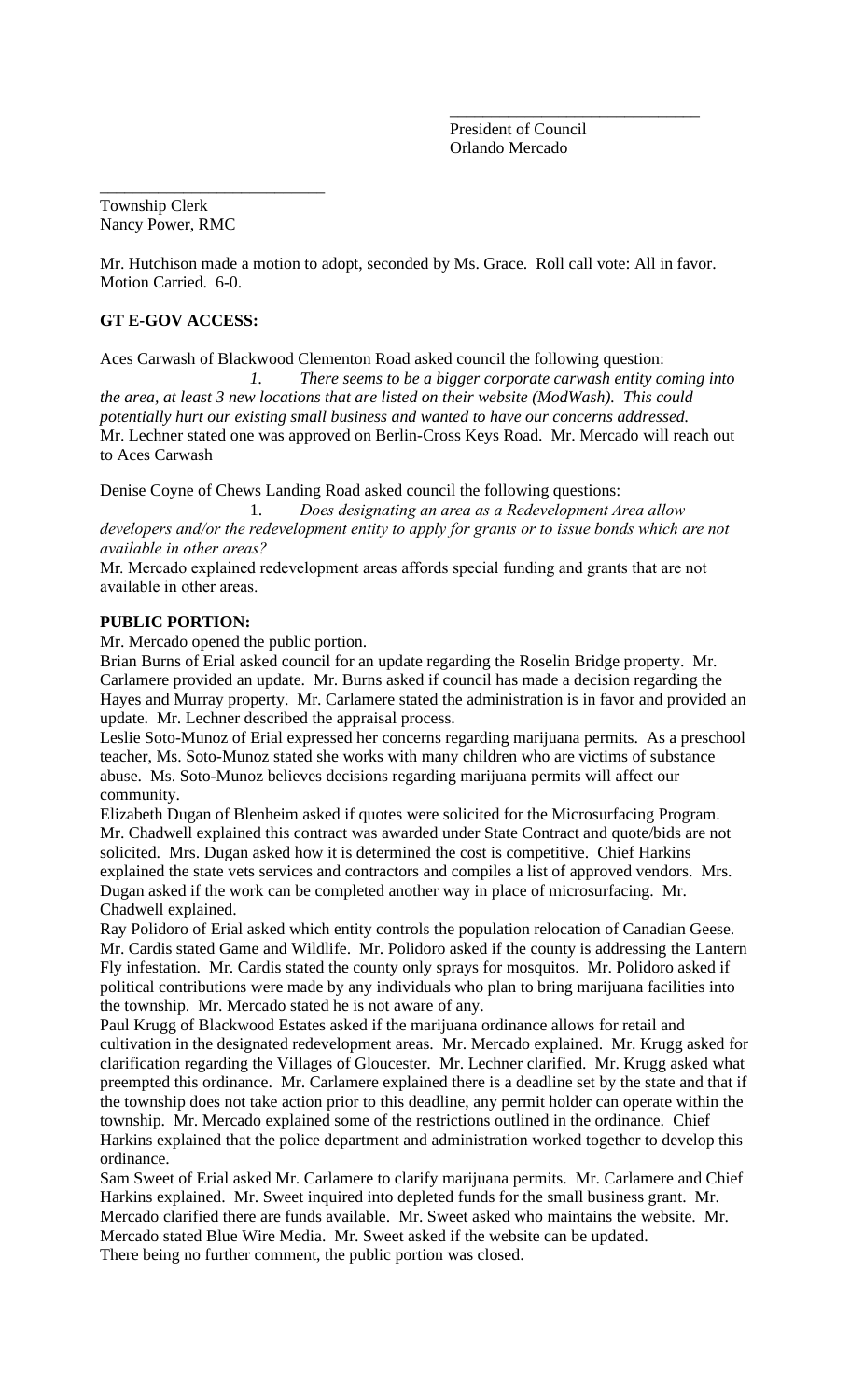\_\_\_\_\_\_\_\_\_\_\_\_\_\_\_\_\_\_\_\_\_\_\_\_\_\_\_\_\_\_
President of Council
Orlando Mercado

\_\_\_\_\_\_\_\_\_\_\_\_\_\_\_\_\_\_\_\_\_\_\_\_\_\_\_\_
Township Clerk
Nancy Power, RMC

Mr. Hutchison made a motion to adopt, seconded by Ms. Grace. Roll call vote: All in favor. Motion Carried. 6-0.

**GT E-GOV ACCESS:**

Aces Carwash of Blackwood Clementon Road asked council the following question:

1. *There seems to be a bigger corporate carwash entity coming into the area, at least 3 new locations that are listed on their website (ModWash). This could potentially hurt our existing small business and wanted to have our concerns addressed.*

Mr. Lechner stated one was approved on Berlin-Cross Keys Road. Mr. Mercado will reach out to Aces Carwash

Denise Coyne of Chews Landing Road asked council the following questions:

1. *Does designating an area as a Redevelopment Area allow developers and/or the redevelopment entity to apply for grants or to issue bonds which are not available in other areas?*

Mr. Mercado explained redevelopment areas affords special funding and grants that are not available in other areas.

**PUBLIC PORTION:**

Mr. Mercado opened the public portion.

Brian Burns of Erial asked council for an update regarding the Roselin Bridge property. Mr. Carlamere provided an update. Mr. Burns asked if council has made a decision regarding the Hayes and Murray property. Mr. Carlamere stated the administration is in favor and provided an update. Mr. Lechner described the appraisal process.

Leslie Soto-Munoz of Erial expressed her concerns regarding marijuana permits. As a preschool teacher, Ms. Soto-Munoz stated she works with many children who are victims of substance abuse. Ms. Soto-Munoz believes decisions regarding marijuana permits will affect our community.

Elizabeth Dugan of Blenheim asked if quotes were solicited for the Microsurfacing Program. Mr. Chadwell explained this contract was awarded under State Contract and quote/bids are not solicited. Mrs. Dugan asked how it is determined the cost is competitive. Chief Harkins explained the state vets services and contractors and compiles a list of approved vendors. Mrs. Dugan asked if the work can be completed another way in place of microsurfacing. Mr. Chadwell explained.

Ray Polidoro of Erial asked which entity controls the population relocation of Canadian Geese. Mr. Cardis stated Game and Wildlife. Mr. Polidoro asked if the county is addressing the Lantern Fly infestation. Mr. Cardis stated the county only sprays for mosquitos. Mr. Polidoro asked if political contributions were made by any individuals who plan to bring marijuana facilities into the township. Mr. Mercado stated he is not aware of any.

Paul Krugg of Blackwood Estates asked if the marijuana ordinance allows for retail and cultivation in the designated redevelopment areas. Mr. Mercado explained. Mr. Krugg asked for clarification regarding the Villages of Gloucester. Mr. Lechner clarified. Mr. Krugg asked what preempted this ordinance. Mr. Carlamere explained there is a deadline set by the state and that if the township does not take action prior to this deadline, any permit holder can operate within the township. Mr. Mercado explained some of the restrictions outlined in the ordinance. Chief Harkins explained that the police department and administration worked together to develop this ordinance.

Sam Sweet of Erial asked Mr. Carlamere to clarify marijuana permits. Mr. Carlamere and Chief Harkins explained. Mr. Sweet inquired into depleted funds for the small business grant. Mr. Mercado clarified there are funds available. Mr. Sweet asked who maintains the website. Mr. Mercado stated Blue Wire Media. Mr. Sweet asked if the website can be updated.

There being no further comment, the public portion was closed.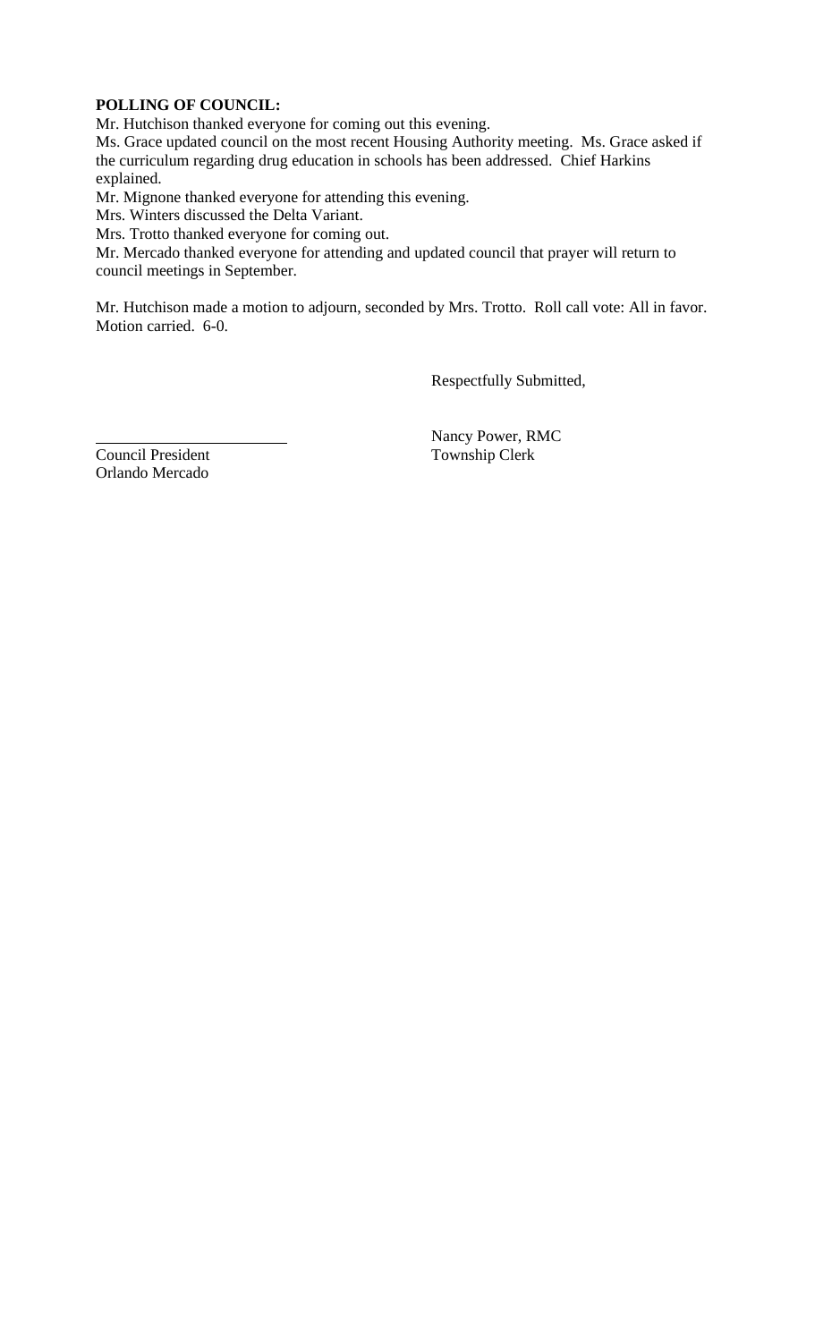**POLLING OF COUNCIL:**

Mr. Hutchison thanked everyone for coming out this evening.

Ms. Grace updated council on the most recent Housing Authority meeting. Ms. Grace asked if the curriculum regarding drug education in schools has been addressed. Chief Harkins explained.

Mr. Mignone thanked everyone for attending this evening.

Mrs. Winters discussed the Delta Variant.

Mrs. Trotto thanked everyone for coming out.

Mr. Mercado thanked everyone for attending and updated council that prayer will return to council meetings in September.

Mr. Hutchison made a motion to adjourn, seconded by Mrs. Trotto. Roll call vote: All in favor. Motion carried. 6-0.

Respectfully Submitted,

Nancy Power, RMC
Township Clerk

Council President
Orlando Mercado